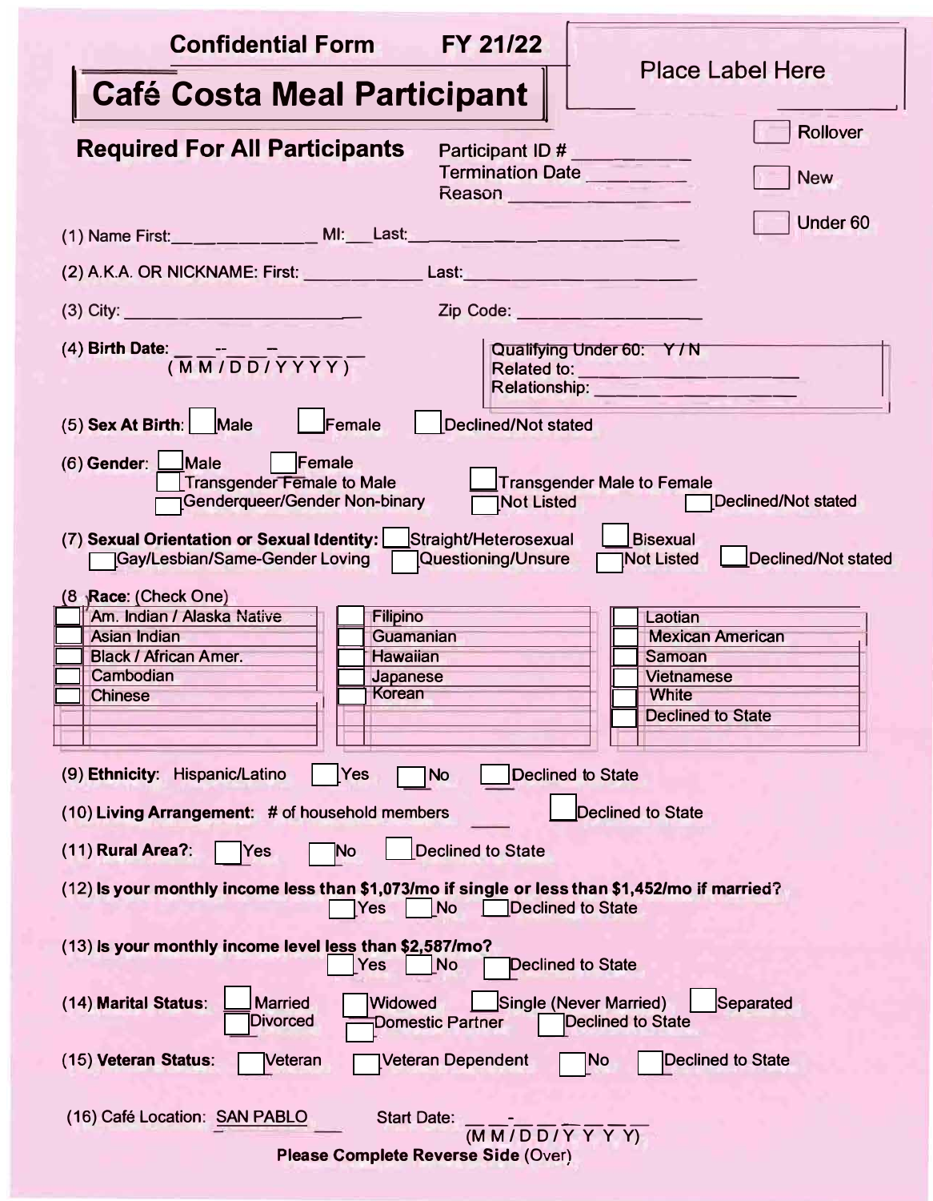**Confidential Form** **FY 21/22**

# Café Costa Meal Participant

Place Label Here

☐ Rollover

☐ New

☐ Under 60

## Required For All Participants

Participant ID # ___________

Termination Date __________

Reason _______________

(1) Name First: _____________ MI: ___ Last: ___________________________

(2) A.K.A. OR NICKNAME: First: ____________ Last: ______________________

(3) City: ________________________ Zip Code: __________________

(4) **Birth Date:** __ __-- __ __–__ __ __ __ (M M / D D / Y Y Y Y)

Qualifying Under 60: Y / N
Related to: ____________________
Relationship: __________________

(5) **Sex At Birth**: ☐ Male ☐ Female ☐ Declined/Not stated

(6) **Gender**: ☐ Male ☐ Female ☐ Transgender Female to Male ☐ Transgender Male to Female ☐ Genderqueer/Gender Non-binary ☐ Not Listed ☐ Declined/Not stated

(7) **Sexual Orientation or Sexual Identity:** ☐ Straight/Heterosexual ☐ Bisexual ☐ Gay/Lesbian/Same-Gender Loving ☐ Questioning/Unsure ☐ Not Listed ☐ Declined/Not stated

(8 **Race**: (Check One)

| | | |
|---|---|---|
| ☐ Am. Indian / Alaska Native | ☐ Filipino | ☐ Laotian |
| ☐ Asian Indian | ☐ Guamanian | ☐ Mexican American |
| ☐ Black / African Amer. | ☐ Hawaiian | ☐ Samoan |
| ☐ Cambodian | ☐ Japanese | ☐ Vietnamese |
| ☐ Chinese | ☐ Korean | ☐ White |
| | | ☐ Declined to State |

(9) **Ethnicity**: Hispanic/Latino ☐ Yes ☐ No ☐ Declined to State

(10) **Living Arrangement**: # of household members ____ ☐ Declined to State

(11) **Rural Area?**: ☐ Yes ☐ No ☐ Declined to State

(12) **Is your monthly income less than $1,073/mo if single or less than $1,452/mo if married?**
☐ Yes ☐ No ☐ Declined to State

(13) **Is your monthly income level less than $2,587/mo?**
☐ Yes ☐ No ☐ Declined to State

(14) **Marital Status**: ☐ Married ☐ Widowed ☐ Single (Never Married) ☐ Separated ☐ Divorced ☐ Domestic Partner ☐ Declined to State

(15) **Veteran Status**: ☐ Veteran ☐ Veteran Dependent ☐ No ☐ Declined to State

(16) Café Location: SAN PABLO Start Date: __ __-__ __ __ __ __ __ (M M / D D / Y Y Y Y)

**Please Complete Reverse Side** (Over)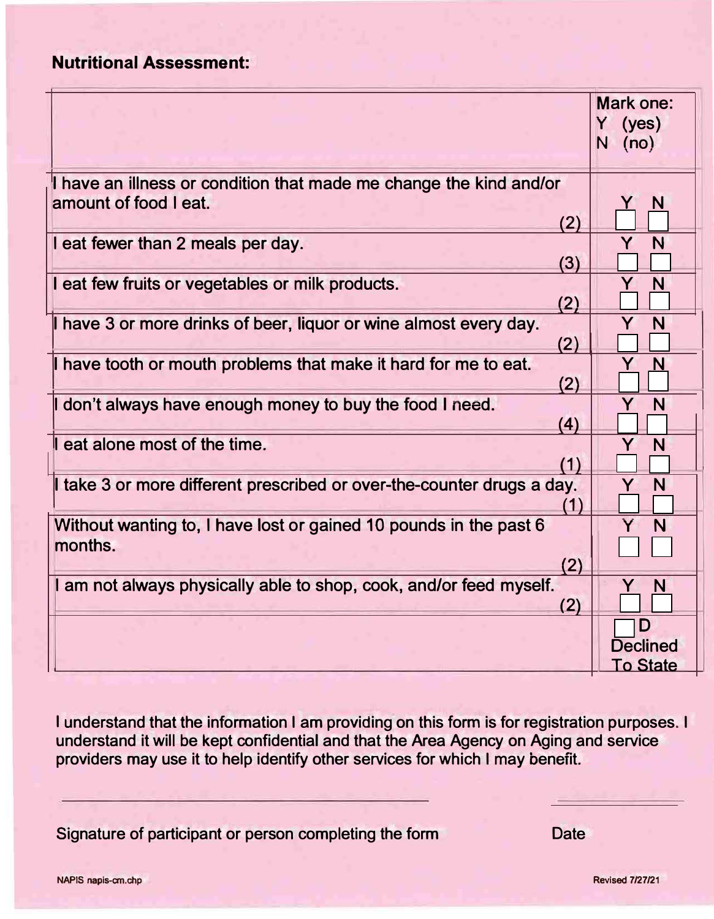**Nutritional Assessment:**

| | Mark one:<br>Y (yes)<br>N (no) |
|---|---|
| I have an illness or condition that made me change the kind and/or amount of food I eat. (2) | Y ☐ N ☐ |
| I eat fewer than 2 meals per day. (3) | Y ☐ N ☐ |
| I eat few fruits or vegetables or milk products. (2) | Y ☐ N ☐ |
| I have 3 or more drinks of beer, liquor or wine almost every day. (2) | Y ☐ N ☐ |
| I have tooth or mouth problems that make it hard for me to eat. (2) | Y ☐ N ☐ |
| I don't always have enough money to buy the food I need. (4) | Y ☐ N ☐ |
| I eat alone most of the time. (1) | Y ☐ N ☐ |
| I take 3 or more different prescribed or over-the-counter drugs a day. (1) | Y ☐ N ☐ |
| Without wanting to, I have lost or gained 10 pounds in the past 6 months. (2) | Y ☐ N ☐ |
| I am not always physically able to shop, cook, and/or feed myself. (2) | Y ☐ N ☐ |
| | ☐ D Declined To State |

I understand that the information I am providing on this form is for registration purposes. I understand it will be kept confidential and that the Area Agency on Aging and service providers may use it to help identify other services for which I may benefit.

_______________________________ _______________

Signature of participant or person completing the form Date

NAPIS napis-cm.chp Revised 7/27/21